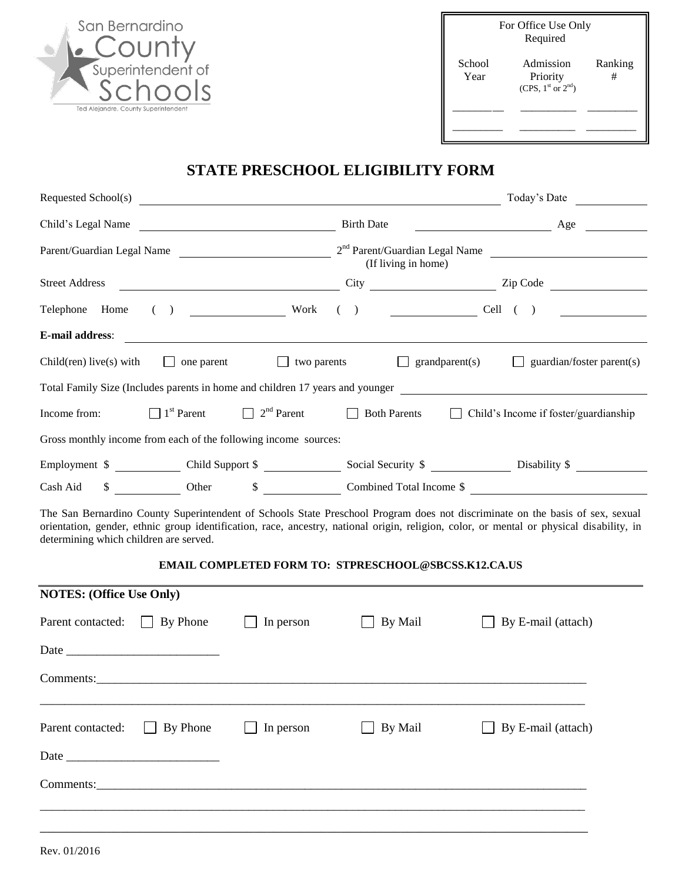San Bernardino County Superintendent of Schools

Ted Alejandre, County Superintendent

| For Office Use Only Required | | |
|---|---|---|
| School Year | Admission Priority (CPS, 1st or 2nd) | Ranking # |
| ________ | __________ | _________ |
| ________ | __________ | _________ |

# STATE PRESCHOOL ELIGIBILITY FORM

Requested School(s) ______________________________ Today's Date __________

Child's Legal Name ______________________ Birth Date ______________ Age ________

Parent/Guardian Legal Name ______________________ 2nd Parent/Guardian Legal Name (If living in home) ______________________

Street Address ______________________ City ______________ Zip Code __________

Telephone Home ( ) ______________ Work ( ) ______________ Cell ( ) ______________

**E-mail address**: ______________________________________________

Child(ren) live(s) with ☐ one parent ☐ two parents ☐ grandparent(s) ☐ guardian/foster parent(s)

Total Family Size (Includes parents in home and children 17 years and younger ______________________

Income from: ☐ 1st Parent ☐ 2nd Parent ☐ Both Parents ☐ Child's Income if foster/guardianship

Gross monthly income from each of the following income sources:

Employment $ __________ Child Support $ __________ Social Security $ __________ Disability $ __________

Cash Aid $ __________ Other $ __________ Combined Total Income $ ______________________

The San Bernardino County Superintendent of Schools State Preschool Program does not discriminate on the basis of sex, sexual orientation, gender, ethnic group identification, race, ancestry, national origin, religion, color, or mental or physical disability, in determining which children are served.

**EMAIL COMPLETED FORM TO: STPRESCHOOL@SBCSS.K12.CA.US**

---

**NOTES: (Office Use Only)**

Parent contacted: ☐ By Phone ☐ In person ☐ By Mail ☐ By E-mail (attach)

Date ________________________

Comments:______________________________________________________________________________

_______________________________________________________________________________________

Parent contacted: ☐ By Phone ☐ In person ☐ By Mail ☐ By E-mail (attach)

Date ________________________

Comments:______________________________________________________________________________

_______________________________________________________________________________________

_______________________________________________________________________________________

Rev. 01/2016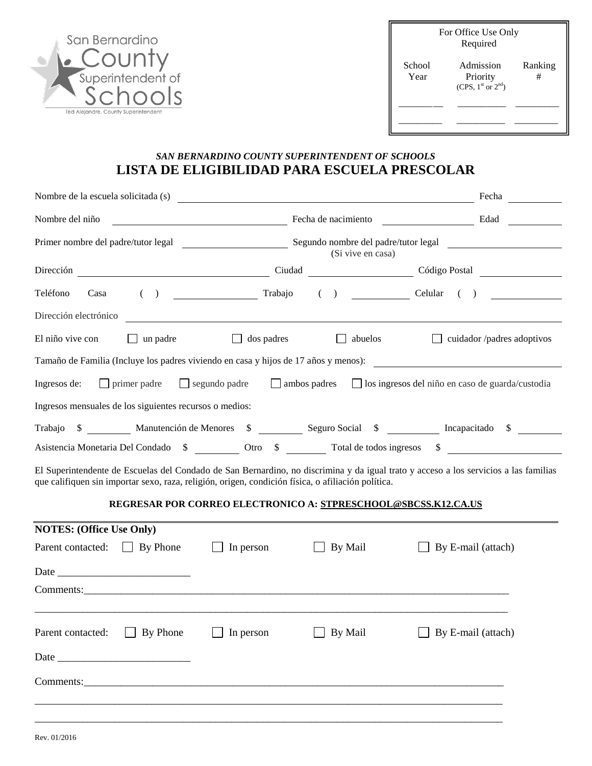San Bernardino County Superintendent of Schools
Ted Alejandre, County Superintendent

| For Office Use Only Required | | |
|---|---|---|
| School Year | Admission Priority (CPS, 1st or 2nd) | Ranking # |
| ________ | ________ | ________ |
| ________ | ________ | ________ |

***SAN BERNARDINO COUNTY SUPERINTENDENT OF SCHOOLS***

# LISTA DE ELIGIBILIDAD PARA ESCUELA PRESCOLAR

Nombre de la escuela solicitada (s) ______________________________ Fecha __________

Nombre del niño ______________________ Fecha de nacimiento ____________ Edad ________

Primer nombre del padre/tutor legal ______________ Segundo nombre del padre/tutor legal (Si vive en casa) ______________

Dirección ______________________ Ciudad ______________ Código Postal ____________

Teléfono Casa ( ) ____________ Trabajo ( ) ____________ Celular ( ) ____________

Dirección electrónico ______________________________________________

El niño vive con ☐ un padre ☐ dos padres ☐ abuelos ☐ cuidador /padres adoptivos

Tamaño de Familia (Incluye los padres viviendo en casa y hijos de 17 años y menos): ______________

Ingresos de: ☐ primer padre ☐ segundo padre ☐ ambos padres ☐ los ingresos del niño en caso de guarda/custodia

Ingresos mensuales de los siguientes recursos o medios:

Trabajo $ ________ Manutención de Menores $ ________ Seguro Social $ ________ Incapacitado $ ________

Asistencia Monetaria Del Condado $ ________ Otro $ ________ Total de todos ingresos $ ____________

El Superintendente de Escuelas del Condado de San Bernardino, no discrimina y da igual trato y acceso a los servicios a las familias que califiquen sin importar sexo, raza, religión, origen, condición física, o afiliación política.

**REGRESAR POR CORREO ELECTRONICO A: STPRESCHOOL@SBCSS.K12.CA.US**

---

**NOTES: (Office Use Only)**

Parent contacted: ☐ By Phone ☐ In person ☐ By Mail ☐ By E-mail (attach)

Date ________________________

Comments:_______________________________________________________________________________

_______________________________________________________________________________________

Parent contacted: ☐ By Phone ☐ In person ☐ By Mail ☐ By E-mail (attach)

Date ________________________

Comments:_______________________________________________________________________________

_______________________________________________________________________________________

_______________________________________________________________________________________

Rev. 01/2016